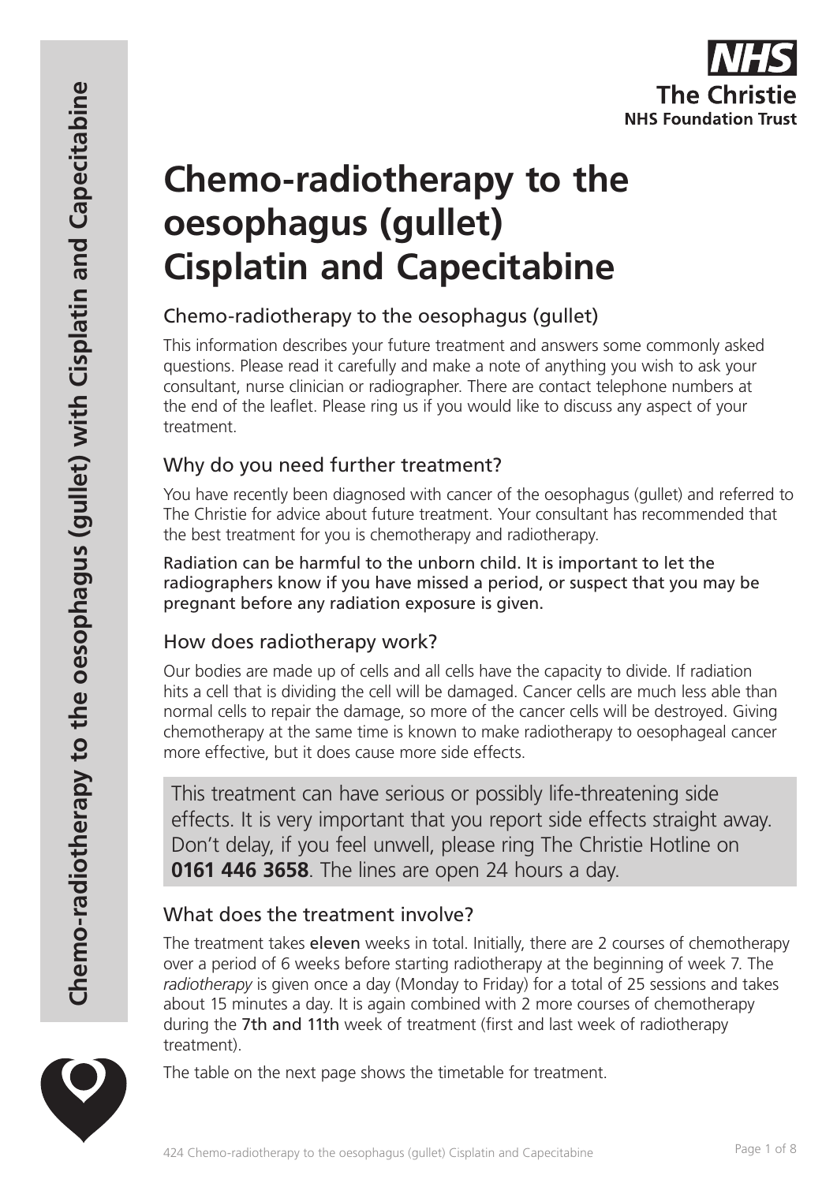# Chemo-radiotherapy to the oesophagus (gullet) Cisplatin and Capecitabine

## Chemo-radiotherapy to the oesophagus (gullet)

This information describes your future treatment and answers some commonly asked questions. Please read it carefully and make a note of anything you wish to ask your consultant, nurse clinician or radiographer. There are contact telephone numbers at the end of the leaflet. Please ring us if you would like to discuss any aspect of your treatment.

## Why do you need further treatment?

You have recently been diagnosed with cancer of the oesophagus (gullet) and referred to The Christie for advice about future treatment. Your consultant has recommended that the best treatment for you is chemotherapy and radiotherapy.

Radiation can be harmful to the unborn child. It is important to let the radiographers know if you have missed a period, or suspect that you may be pregnant before any radiation exposure is given.

## How does radiotherapy work?

Our bodies are made up of cells and all cells have the capacity to divide. If radiation hits a cell that is dividing the cell will be damaged. Cancer cells are much less able than normal cells to repair the damage, so more of the cancer cells will be destroyed. Giving chemotherapy at the same time is known to make radiotherapy to oesophageal cancer more effective, but it does cause more side effects.

> This treatment can have serious or possibly life-threatening side effects. It is very important that you report side effects straight away. Don't delay, if you feel unwell, please ring The Christie Hotline on **0161 446 3658**. The lines are open 24 hours a day.

## What does the treatment involve?

The treatment takes eleven weeks in total. Initially, there are 2 courses of chemotherapy over a period of 6 weeks before starting radiotherapy at the beginning of week 7. The *radiotherapy* is given once a day (Monday to Friday) for a total of 25 sessions and takes about 15 minutes a day. It is again combined with 2 more courses of chemotherapy during the 7th and 11th week of treatment (first and last week of radiotherapy treatment).

The table on the next page shows the timetable for treatment.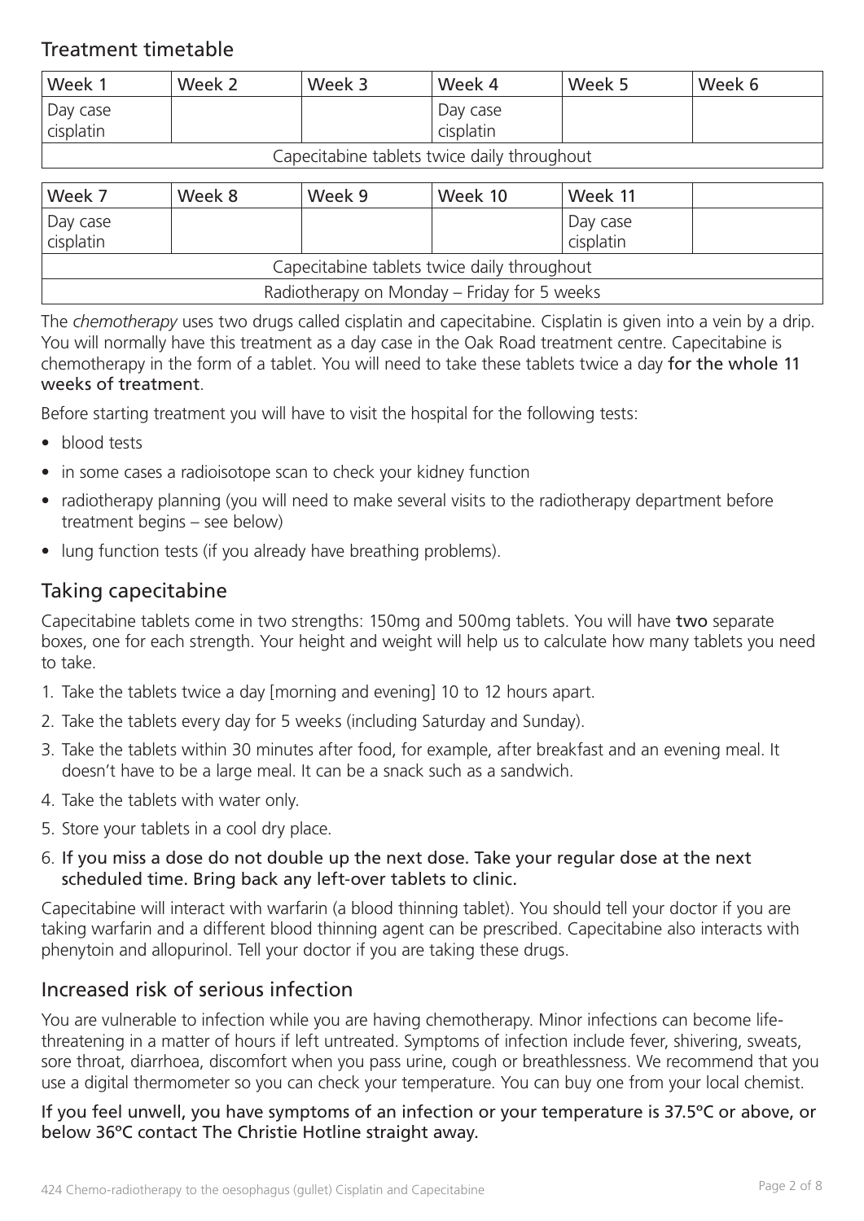## Treatment timetable

| Week 1 | Week 2 | Week 3 | Week 4 | Week 5 | Week 6 |
|---|---|---|---|---|---|
| Day case cisplatin | | | Day case cisplatin | | |
| Capecitabine tablets twice daily throughout | | | | | |

| Week 7 | Week 8 | Week 9 | Week 10 | Week 11 | |
|---|---|---|---|---|---|
| Day case cisplatin | | | | Day case cisplatin | |
| Capecitabine tablets twice daily throughout | | | | | |
| Radiotherapy on Monday – Friday for 5 weeks | | | | | |

The *chemotherapy* uses two drugs called cisplatin and capecitabine. Cisplatin is given into a vein by a drip. You will normally have this treatment as a day case in the Oak Road treatment centre. Capecitabine is chemotherapy in the form of a tablet. You will need to take these tablets twice a day **for the whole 11 weeks of treatment**.

Before starting treatment you will have to visit the hospital for the following tests:

- blood tests
- in some cases a radioisotope scan to check your kidney function
- radiotherapy planning (you will need to make several visits to the radiotherapy department before treatment begins – see below)
- lung function tests (if you already have breathing problems).

## Taking capecitabine

Capecitabine tablets come in two strengths: 150mg and 500mg tablets. You will have **two** separate boxes, one for each strength. Your height and weight will help us to calculate how many tablets you need to take.

1. Take the tablets twice a day [morning and evening] 10 to 12 hours apart.
2. Take the tablets every day for 5 weeks (including Saturday and Sunday).
3. Take the tablets within 30 minutes after food, for example, after breakfast and an evening meal. It doesn't have to be a large meal. It can be a snack such as a sandwich.
4. Take the tablets with water only.
5. Store your tablets in a cool dry place.
6. **If you miss a dose do not double up the next dose. Take your regular dose at the next scheduled time. Bring back any left-over tablets to clinic.**

Capecitabine will interact with warfarin (a blood thinning tablet). You should tell your doctor if you are taking warfarin and a different blood thinning agent can be prescribed. Capecitabine also interacts with phenytoin and allopurinol. Tell your doctor if you are taking these drugs.

## Increased risk of serious infection

You are vulnerable to infection while you are having chemotherapy. Minor infections can become life-threatening in a matter of hours if left untreated. Symptoms of infection include fever, shivering, sweats, sore throat, diarrhoea, discomfort when you pass urine, cough or breathlessness. We recommend that you use a digital thermometer so you can check your temperature. You can buy one from your local chemist.

**If you feel unwell, you have symptoms of an infection or your temperature is 37.5ºC or above, or below 36ºC contact The Christie Hotline straight away.**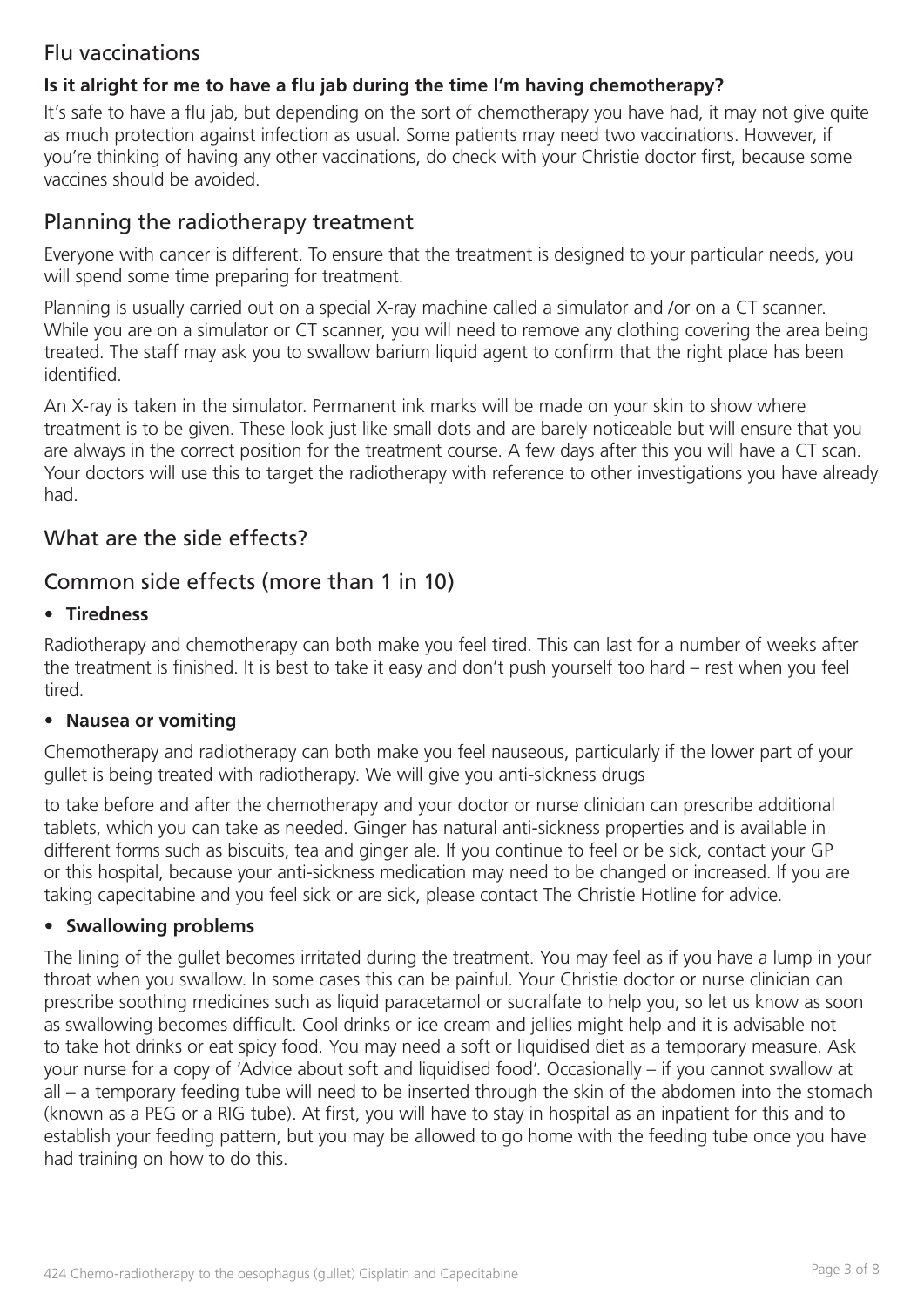## Flu vaccinations

**Is it alright for me to have a flu jab during the time I'm having chemotherapy?**

It's safe to have a flu jab, but depending on the sort of chemotherapy you have had, it may not give quite as much protection against infection as usual. Some patients may need two vaccinations. However, if you're thinking of having any other vaccinations, do check with your Christie doctor first, because some vaccines should be avoided.

## Planning the radiotherapy treatment

Everyone with cancer is different. To ensure that the treatment is designed to your particular needs, you will spend some time preparing for treatment.

Planning is usually carried out on a special X-ray machine called a simulator and /or on a CT scanner. While you are on a simulator or CT scanner, you will need to remove any clothing covering the area being treated. The staff may ask you to swallow barium liquid agent to confirm that the right place has been identified.

An X-ray is taken in the simulator. Permanent ink marks will be made on your skin to show where treatment is to be given. These look just like small dots and are barely noticeable but will ensure that you are always in the correct position for the treatment course. A few days after this you will have a CT scan. Your doctors will use this to target the radiotherapy with reference to other investigations you have already had.

## What are the side effects?

## Common side effects (more than 1 in 10)

- **Tiredness**

Radiotherapy and chemotherapy can both make you feel tired. This can last for a number of weeks after the treatment is finished. It is best to take it easy and don't push yourself too hard – rest when you feel tired.

- **Nausea or vomiting**

Chemotherapy and radiotherapy can both make you feel nauseous, particularly if the lower part of your gullet is being treated with radiotherapy. We will give you anti-sickness drugs to take before and after the chemotherapy and your doctor or nurse clinician can prescribe additional tablets, which you can take as needed. Ginger has natural anti-sickness properties and is available in different forms such as biscuits, tea and ginger ale. If you continue to feel or be sick, contact your GP or this hospital, because your anti-sickness medication may need to be changed or increased. If you are taking capecitabine and you feel sick or are sick, please contact The Christie Hotline for advice.

- **Swallowing problems**

The lining of the gullet becomes irritated during the treatment. You may feel as if you have a lump in your throat when you swallow. In some cases this can be painful. Your Christie doctor or nurse clinician can prescribe soothing medicines such as liquid paracetamol or sucralfate to help you, so let us know as soon as swallowing becomes difficult. Cool drinks or ice cream and jellies might help and it is advisable not to take hot drinks or eat spicy food. You may need a soft or liquidised diet as a temporary measure. Ask your nurse for a copy of 'Advice about soft and liquidised food'. Occasionally – if you cannot swallow at all – a temporary feeding tube will need to be inserted through the skin of the abdomen into the stomach (known as a PEG or a RIG tube). At first, you will have to stay in hospital as an inpatient for this and to establish your feeding pattern, but you may be allowed to go home with the feeding tube once you have had training on how to do this.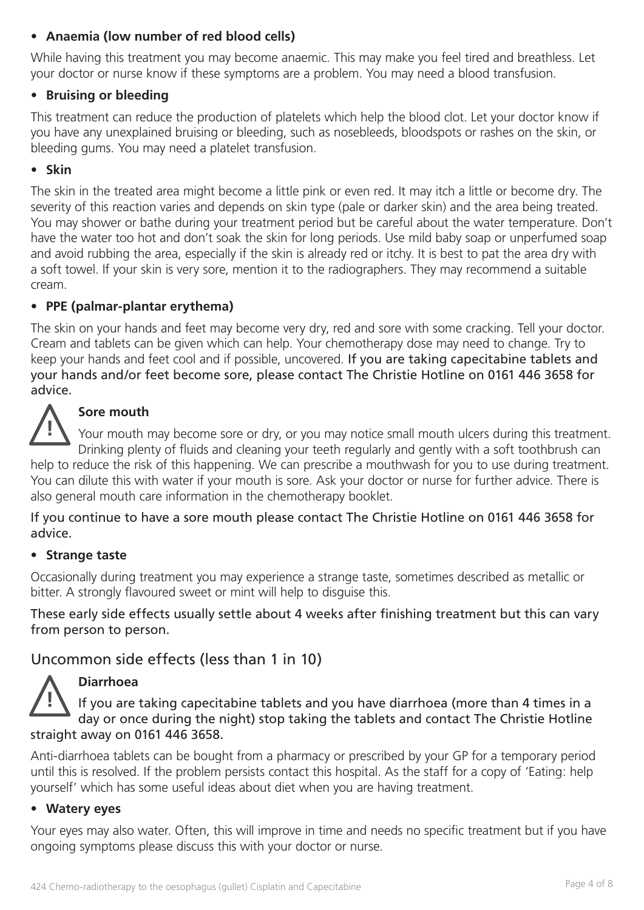- **Anaemia (low number of red blood cells)**

While having this treatment you may become anaemic. This may make you feel tired and breathless. Let your doctor or nurse know if these symptoms are a problem. You may need a blood transfusion.

- **Bruising or bleeding**

This treatment can reduce the production of platelets which help the blood clot. Let your doctor know if you have any unexplained bruising or bleeding, such as nosebleeds, bloodspots or rashes on the skin, or bleeding gums. You may need a platelet transfusion.

- **Skin**

The skin in the treated area might become a little pink or even red. It may itch a little or become dry. The severity of this reaction varies and depends on skin type (pale or darker skin) and the area being treated. You may shower or bathe during your treatment period but be careful about the water temperature. Don't have the water too hot and don't soak the skin for long periods. Use mild baby soap or unperfumed soap and avoid rubbing the area, especially if the skin is already red or itchy. It is best to pat the area dry with a soft towel. If your skin is very sore, mention it to the radiographers. They may recommend a suitable cream.

- **PPE (palmar-plantar erythema)**

The skin on your hands and feet may become very dry, red and sore with some cracking. Tell your doctor. Cream and tablets can be given which can help. Your chemotherapy dose may need to change. Try to keep your hands and feet cool and if possible, uncovered. **If you are taking capecitabine tablets and your hands and/or feet become sore, please contact The Christie Hotline on 0161 446 3658 for advice.**

**Sore mouth**

Your mouth may become sore or dry, or you may notice small mouth ulcers during this treatment. Drinking plenty of fluids and cleaning your teeth regularly and gently with a soft toothbrush can help to reduce the risk of this happening. We can prescribe a mouthwash for you to use during treatment. You can dilute this with water if your mouth is sore. Ask your doctor or nurse for further advice. There is also general mouth care information in the chemotherapy booklet.

**If you continue to have a sore mouth please contact The Christie Hotline on 0161 446 3658 for advice.**

- **Strange taste**

Occasionally during treatment you may experience a strange taste, sometimes described as metallic or bitter. A strongly flavoured sweet or mint will help to disguise this.

**These early side effects usually settle about 4 weeks after finishing treatment but this can vary from person to person.**

## Uncommon side effects (less than 1 in 10)

**Diarrhoea**

**If you are taking capecitabine tablets and you have diarrhoea (more than 4 times in a day or once during the night) stop taking the tablets and contact The Christie Hotline straight away on 0161 446 3658.**

Anti-diarrhoea tablets can be bought from a pharmacy or prescribed by your GP for a temporary period until this is resolved. If the problem persists contact this hospital. As the staff for a copy of 'Eating: help yourself' which has some useful ideas about diet when you are having treatment.

- **Watery eyes**

Your eyes may also water. Often, this will improve in time and needs no specific treatment but if you have ongoing symptoms please discuss this with your doctor or nurse.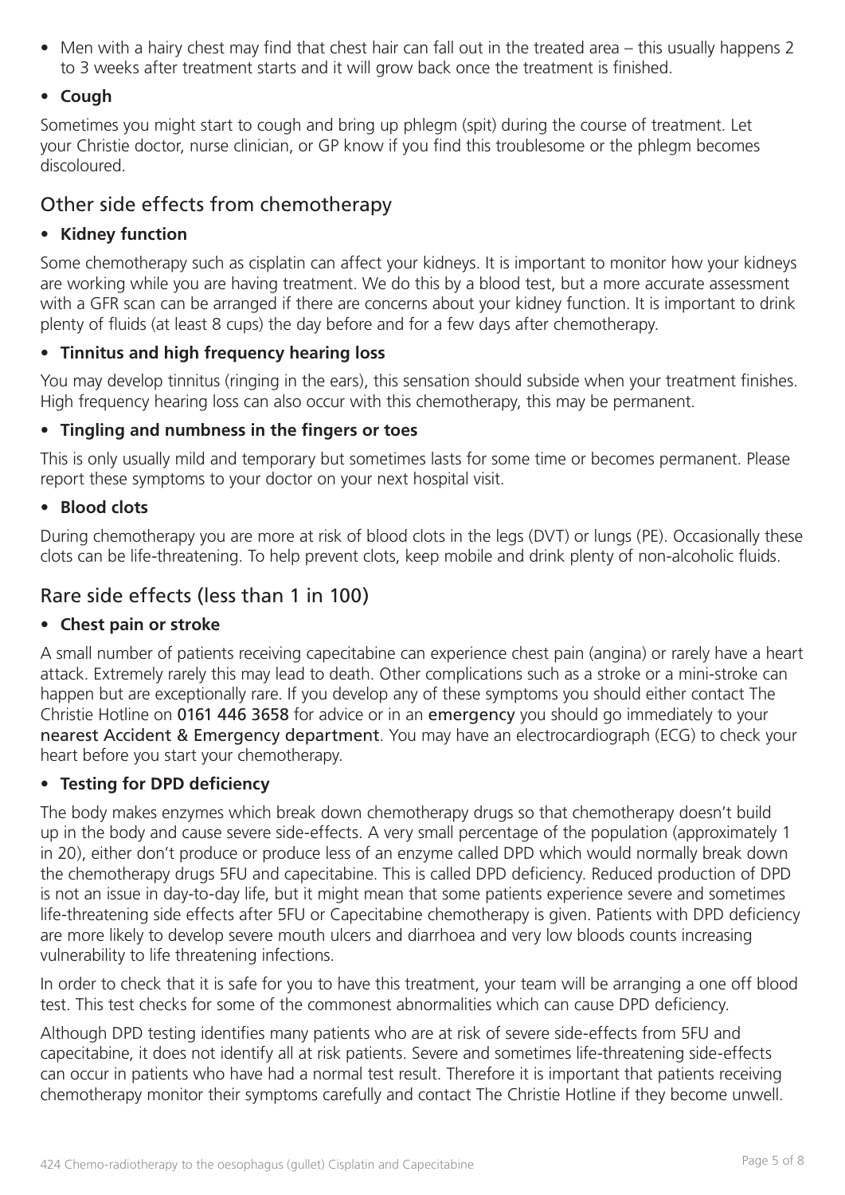- Men with a hairy chest may find that chest hair can fall out in the treated area – this usually happens 2 to 3 weeks after treatment starts and it will grow back once the treatment is finished.

- **Cough**

Sometimes you might start to cough and bring up phlegm (spit) during the course of treatment. Let your Christie doctor, nurse clinician, or GP know if you find this troublesome or the phlegm becomes discoloured.

## Other side effects from chemotherapy

- **Kidney function**

Some chemotherapy such as cisplatin can affect your kidneys. It is important to monitor how your kidneys are working while you are having treatment. We do this by a blood test, but a more accurate assessment with a GFR scan can be arranged if there are concerns about your kidney function. It is important to drink plenty of fluids (at least 8 cups) the day before and for a few days after chemotherapy.

- **Tinnitus and high frequency hearing loss**

You may develop tinnitus (ringing in the ears), this sensation should subside when your treatment finishes. High frequency hearing loss can also occur with this chemotherapy, this may be permanent.

- **Tingling and numbness in the fingers or toes**

This is only usually mild and temporary but sometimes lasts for some time or becomes permanent. Please report these symptoms to your doctor on your next hospital visit.

- **Blood clots**

During chemotherapy you are more at risk of blood clots in the legs (DVT) or lungs (PE). Occasionally these clots can be life-threatening. To help prevent clots, keep mobile and drink plenty of non-alcoholic fluids.

## Rare side effects (less than 1 in 100)

- **Chest pain or stroke**

A small number of patients receiving capecitabine can experience chest pain (angina) or rarely have a heart attack. Extremely rarely this may lead to death. Other complications such as a stroke or a mini-stroke can happen but are exceptionally rare. If you develop any of these symptoms you should either contact The Christie Hotline on 0161 446 3658 for advice or in an emergency you should go immediately to your nearest Accident & Emergency department. You may have an electrocardiograph (ECG) to check your heart before you start your chemotherapy.

- **Testing for DPD deficiency**

The body makes enzymes which break down chemotherapy drugs so that chemotherapy doesn't build up in the body and cause severe side-effects. A very small percentage of the population (approximately 1 in 20), either don't produce or produce less of an enzyme called DPD which would normally break down the chemotherapy drugs 5FU and capecitabine. This is called DPD deficiency. Reduced production of DPD is not an issue in day-to-day life, but it might mean that some patients experience severe and sometimes life-threatening side effects after 5FU or Capecitabine chemotherapy is given. Patients with DPD deficiency are more likely to develop severe mouth ulcers and diarrhoea and very low bloods counts increasing vulnerability to life threatening infections.

In order to check that it is safe for you to have this treatment, your team will be arranging a one off blood test. This test checks for some of the commonest abnormalities which can cause DPD deficiency.

Although DPD testing identifies many patients who are at risk of severe side-effects from 5FU and capecitabine, it does not identify all at risk patients. Severe and sometimes life-threatening side-effects can occur in patients who have had a normal test result. Therefore it is important that patients receiving chemotherapy monitor their symptoms carefully and contact The Christie Hotline if they become unwell.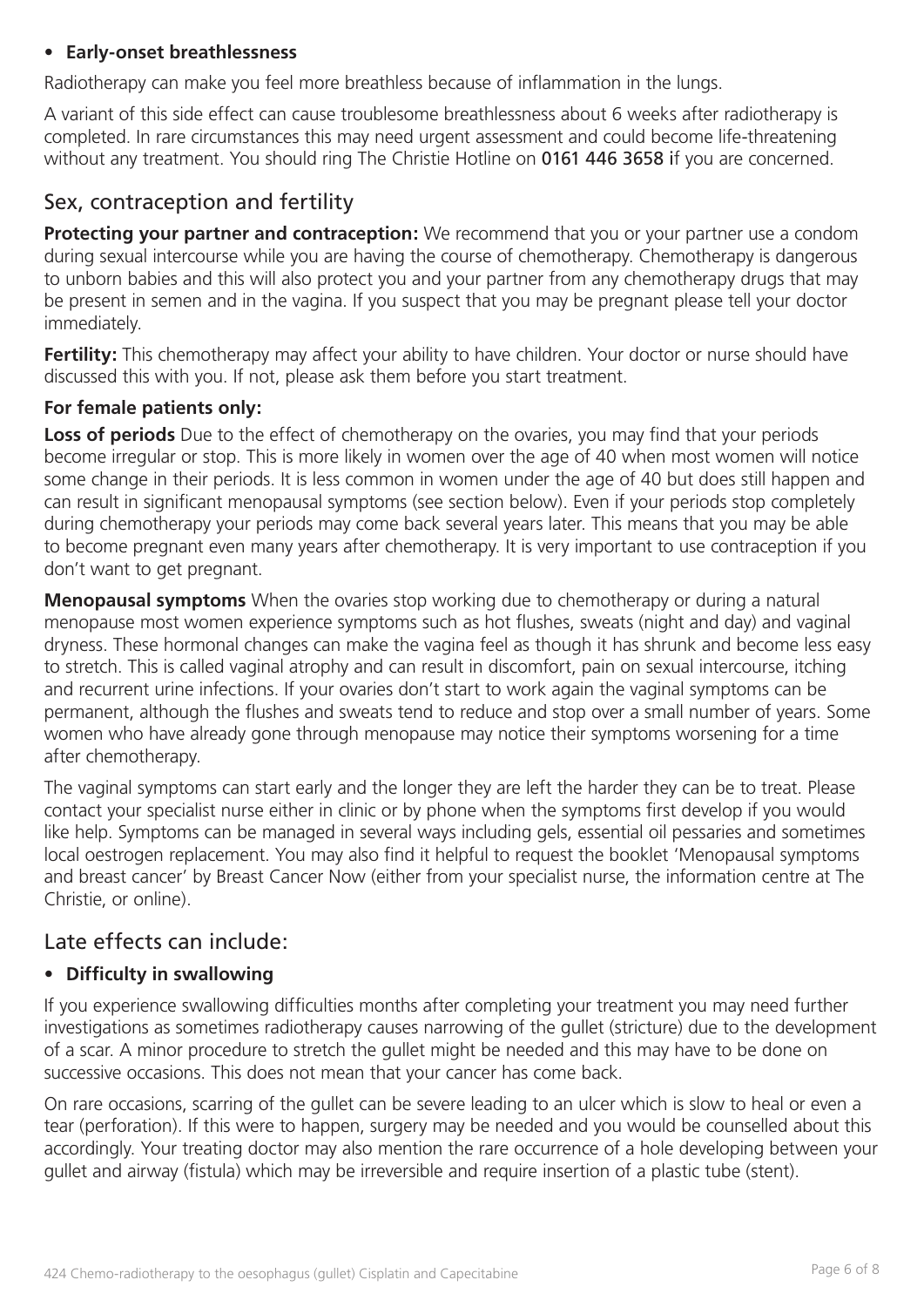- **Early-onset breathlessness**

Radiotherapy can make you feel more breathless because of inflammation in the lungs.

A variant of this side effect can cause troublesome breathlessness about 6 weeks after radiotherapy is completed. In rare circumstances this may need urgent assessment and could become life-threatening without any treatment. You should ring The Christie Hotline on 0161 446 3658 if you are concerned.

## Sex, contraception and fertility

**Protecting your partner and contraception:** We recommend that you or your partner use a condom during sexual intercourse while you are having the course of chemotherapy. Chemotherapy is dangerous to unborn babies and this will also protect you and your partner from any chemotherapy drugs that may be present in semen and in the vagina. If you suspect that you may be pregnant please tell your doctor immediately.

**Fertility:** This chemotherapy may affect your ability to have children. Your doctor or nurse should have discussed this with you. If not, please ask them before you start treatment.

**For female patients only:**

**Loss of periods** Due to the effect of chemotherapy on the ovaries, you may find that your periods become irregular or stop. This is more likely in women over the age of 40 when most women will notice some change in their periods. It is less common in women under the age of 40 but does still happen and can result in significant menopausal symptoms (see section below). Even if your periods stop completely during chemotherapy your periods may come back several years later. This means that you may be able to become pregnant even many years after chemotherapy. It is very important to use contraception if you don't want to get pregnant.

**Menopausal symptoms** When the ovaries stop working due to chemotherapy or during a natural menopause most women experience symptoms such as hot flushes, sweats (night and day) and vaginal dryness. These hormonal changes can make the vagina feel as though it has shrunk and become less easy to stretch. This is called vaginal atrophy and can result in discomfort, pain on sexual intercourse, itching and recurrent urine infections. If your ovaries don't start to work again the vaginal symptoms can be permanent, although the flushes and sweats tend to reduce and stop over a small number of years. Some women who have already gone through menopause may notice their symptoms worsening for a time after chemotherapy.

The vaginal symptoms can start early and the longer they are left the harder they can be to treat. Please contact your specialist nurse either in clinic or by phone when the symptoms first develop if you would like help. Symptoms can be managed in several ways including gels, essential oil pessaries and sometimes local oestrogen replacement. You may also find it helpful to request the booklet 'Menopausal symptoms and breast cancer' by Breast Cancer Now (either from your specialist nurse, the information centre at The Christie, or online).

## Late effects can include:

- **Difficulty in swallowing**

If you experience swallowing difficulties months after completing your treatment you may need further investigations as sometimes radiotherapy causes narrowing of the gullet (stricture) due to the development of a scar. A minor procedure to stretch the gullet might be needed and this may have to be done on successive occasions. This does not mean that your cancer has come back.

On rare occasions, scarring of the gullet can be severe leading to an ulcer which is slow to heal or even a tear (perforation). If this were to happen, surgery may be needed and you would be counselled about this accordingly. Your treating doctor may also mention the rare occurrence of a hole developing between your gullet and airway (fistula) which may be irreversible and require insertion of a plastic tube (stent).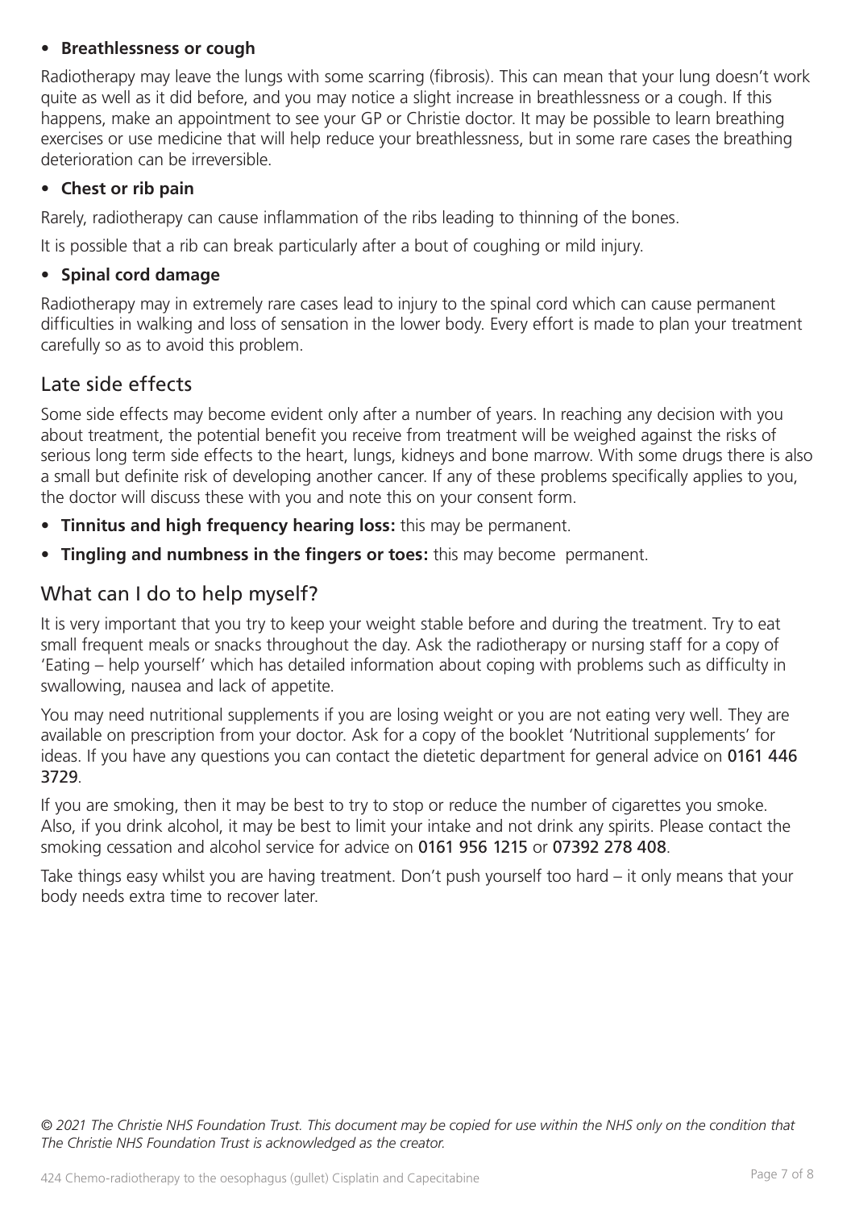- **Breathlessness or cough**

Radiotherapy may leave the lungs with some scarring (fibrosis). This can mean that your lung doesn't work quite as well as it did before, and you may notice a slight increase in breathlessness or a cough. If this happens, make an appointment to see your GP or Christie doctor. It may be possible to learn breathing exercises or use medicine that will help reduce your breathlessness, but in some rare cases the breathing deterioration can be irreversible.

- **Chest or rib pain**

Rarely, radiotherapy can cause inflammation of the ribs leading to thinning of the bones.

It is possible that a rib can break particularly after a bout of coughing or mild injury.

- **Spinal cord damage**

Radiotherapy may in extremely rare cases lead to injury to the spinal cord which can cause permanent difficulties in walking and loss of sensation in the lower body. Every effort is made to plan your treatment carefully so as to avoid this problem.

## Late side effects

Some side effects may become evident only after a number of years. In reaching any decision with you about treatment, the potential benefit you receive from treatment will be weighed against the risks of serious long term side effects to the heart, lungs, kidneys and bone marrow. With some drugs there is also a small but definite risk of developing another cancer. If any of these problems specifically applies to you, the doctor will discuss these with you and note this on your consent form.

- **Tinnitus and high frequency hearing loss:** this may be permanent.
- **Tingling and numbness in the fingers or toes:** this may become permanent.

## What can I do to help myself?

It is very important that you try to keep your weight stable before and during the treatment. Try to eat small frequent meals or snacks throughout the day. Ask the radiotherapy or nursing staff for a copy of 'Eating – help yourself' which has detailed information about coping with problems such as difficulty in swallowing, nausea and lack of appetite.

You may need nutritional supplements if you are losing weight or you are not eating very well. They are available on prescription from your doctor. Ask for a copy of the booklet 'Nutritional supplements' for ideas. If you have any questions you can contact the dietetic department for general advice on 0161 446 3729.

If you are smoking, then it may be best to try to stop or reduce the number of cigarettes you smoke. Also, if you drink alcohol, it may be best to limit your intake and not drink any spirits. Please contact the smoking cessation and alcohol service for advice on 0161 956 1215 or 07392 278 408.

Take things easy whilst you are having treatment. Don't push yourself too hard – it only means that your body needs extra time to recover later.

*© 2021 The Christie NHS Foundation Trust. This document may be copied for use within the NHS only on the condition that The Christie NHS Foundation Trust is acknowledged as the creator.*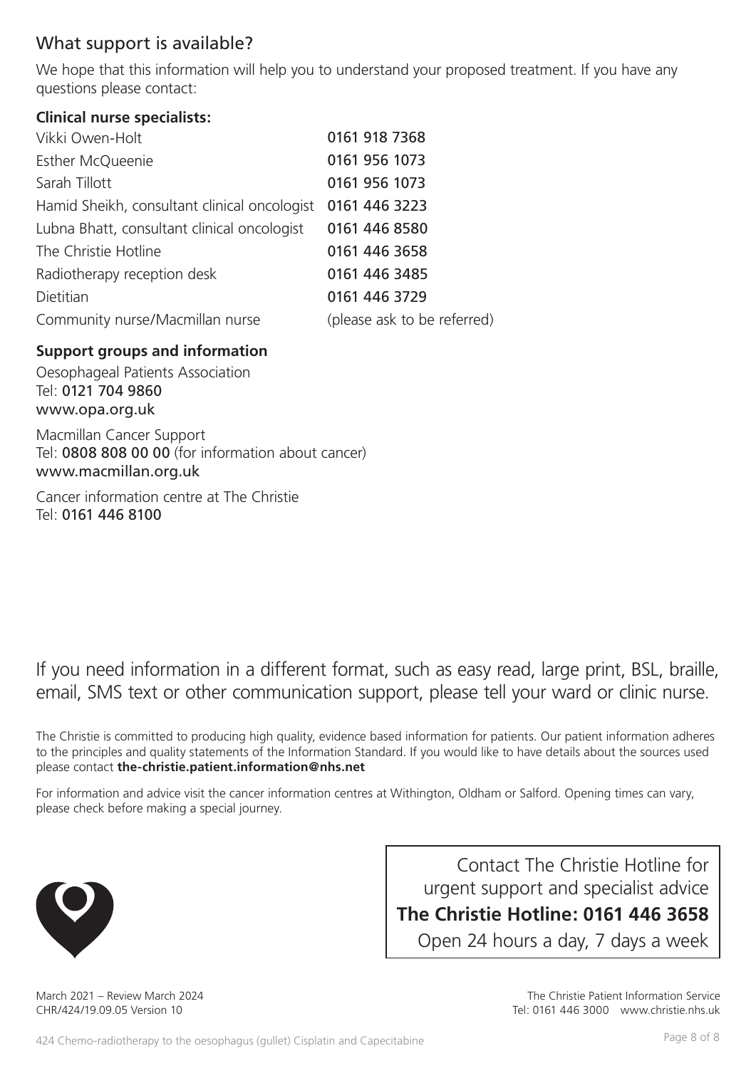## What support is available?

We hope that this information will help you to understand your proposed treatment. If you have any questions please contact:

**Clinical nurse specialists:**

| | |
|---|---|
| Vikki Owen-Holt | 0161 918 7368 |
| Esther McQueenie | 0161 956 1073 |
| Sarah Tillott | 0161 956 1073 |
| Hamid Sheikh, consultant clinical oncologist | 0161 446 3223 |
| Lubna Bhatt, consultant clinical oncologist | 0161 446 8580 |
| The Christie Hotline | 0161 446 3658 |
| Radiotherapy reception desk | 0161 446 3485 |
| Dietitian | 0161 446 3729 |
| Community nurse/Macmillan nurse | (please ask to be referred) |

**Support groups and information**

Oesophageal Patients Association
Tel: 0121 704 9860
www.opa.org.uk

Macmillan Cancer Support
Tel: 0808 808 00 00 (for information about cancer)
www.macmillan.org.uk

Cancer information centre at The Christie
Tel: 0161 446 8100

If you need information in a different format, such as easy read, large print, BSL, braille, email, SMS text or other communication support, please tell your ward or clinic nurse.

The Christie is committed to producing high quality, evidence based information for patients. Our patient information adheres to the principles and quality statements of the Information Standard. If you would like to have details about the sources used please contact **the-christie.patient.information@nhs.net**

For information and advice visit the cancer information centres at Withington, Oldham or Salford. Opening times can vary, please check before making a special journey.

Contact The Christie Hotline for urgent support and specialist advice
**The Christie Hotline: 0161 446 3658**
Open 24 hours a day, 7 days a week

March 2021 – Review March 2024
CHR/424/19.09.05 Version 10

The Christie Patient Information Service
Tel: 0161 446 3000 www.christie.nhs.uk